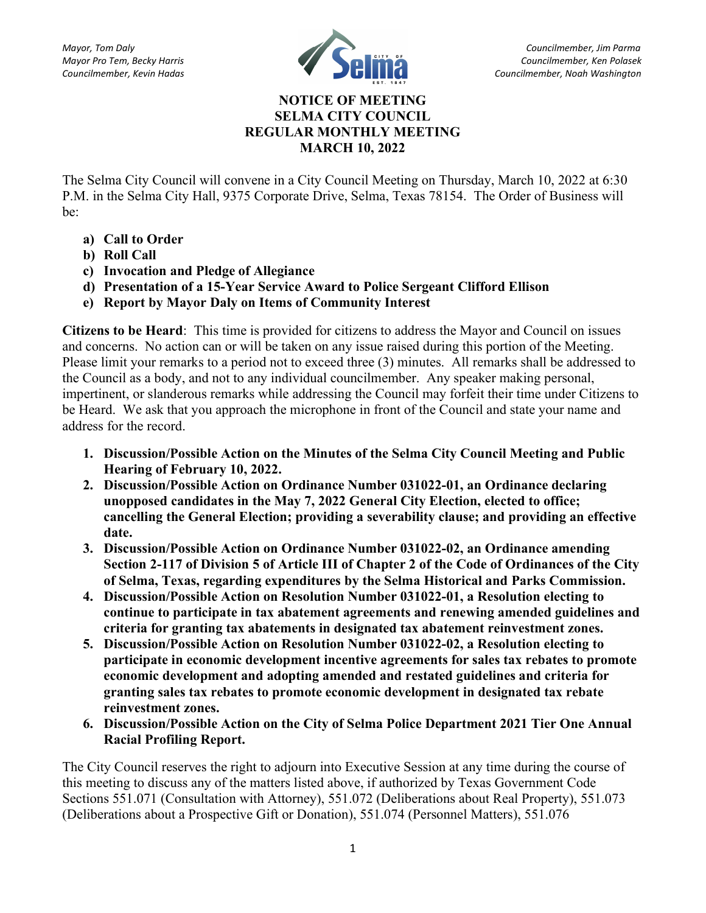*Mayor, Tom Daly*
*Mayor Pro Tem, Becky Harris*
*Councilmember, Kevin Hadas*

*Councilmember, Jim Parma*
*Councilmember, Ken Polasek*
*Councilmember, Noah Washington*

# NOTICE OF MEETING
# SELMA CITY COUNCIL
# REGULAR MONTHLY MEETING
# MARCH 10, 2022

The Selma City Council will convene in a City Council Meeting on Thursday, March 10, 2022 at 6:30 P.M. in the Selma City Hall, 9375 Corporate Drive, Selma, Texas 78154. The Order of Business will be:

- **a) Call to Order**
- **b) Roll Call**
- **c) Invocation and Pledge of Allegiance**
- **d) Presentation of a 15-Year Service Award to Police Sergeant Clifford Ellison**
- **e) Report by Mayor Daly on Items of Community Interest**

**Citizens to be Heard**: This time is provided for citizens to address the Mayor and Council on issues and concerns. No action can or will be taken on any issue raised during this portion of the Meeting. Please limit your remarks to a period not to exceed three (3) minutes. All remarks shall be addressed to the Council as a body, and not to any individual councilmember. Any speaker making personal, impertinent, or slanderous remarks while addressing the Council may forfeit their time under Citizens to be Heard. We ask that you approach the microphone in front of the Council and state your name and address for the record.

1. **Discussion/Possible Action on the Minutes of the Selma City Council Meeting and Public Hearing of February 10, 2022.**
2. **Discussion/Possible Action on Ordinance Number 031022-01, an Ordinance declaring unopposed candidates in the May 7, 2022 General City Election, elected to office; cancelling the General Election; providing a severability clause; and providing an effective date.**
3. **Discussion/Possible Action on Ordinance Number 031022-02, an Ordinance amending Section 2-117 of Division 5 of Article III of Chapter 2 of the Code of Ordinances of the City of Selma, Texas, regarding expenditures by the Selma Historical and Parks Commission.**
4. **Discussion/Possible Action on Resolution Number 031022-01, a Resolution electing to continue to participate in tax abatement agreements and renewing amended guidelines and criteria for granting tax abatements in designated tax abatement reinvestment zones.**
5. **Discussion/Possible Action on Resolution Number 031022-02, a Resolution electing to participate in economic development incentive agreements for sales tax rebates to promote economic development and adopting amended and restated guidelines and criteria for granting sales tax rebates to promote economic development in designated tax rebate reinvestment zones.**
6. **Discussion/Possible Action on the City of Selma Police Department 2021 Tier One Annual Racial Profiling Report.**

The City Council reserves the right to adjourn into Executive Session at any time during the course of this meeting to discuss any of the matters listed above, if authorized by Texas Government Code Sections 551.071 (Consultation with Attorney), 551.072 (Deliberations about Real Property), 551.073 (Deliberations about a Prospective Gift or Donation), 551.074 (Personnel Matters), 551.076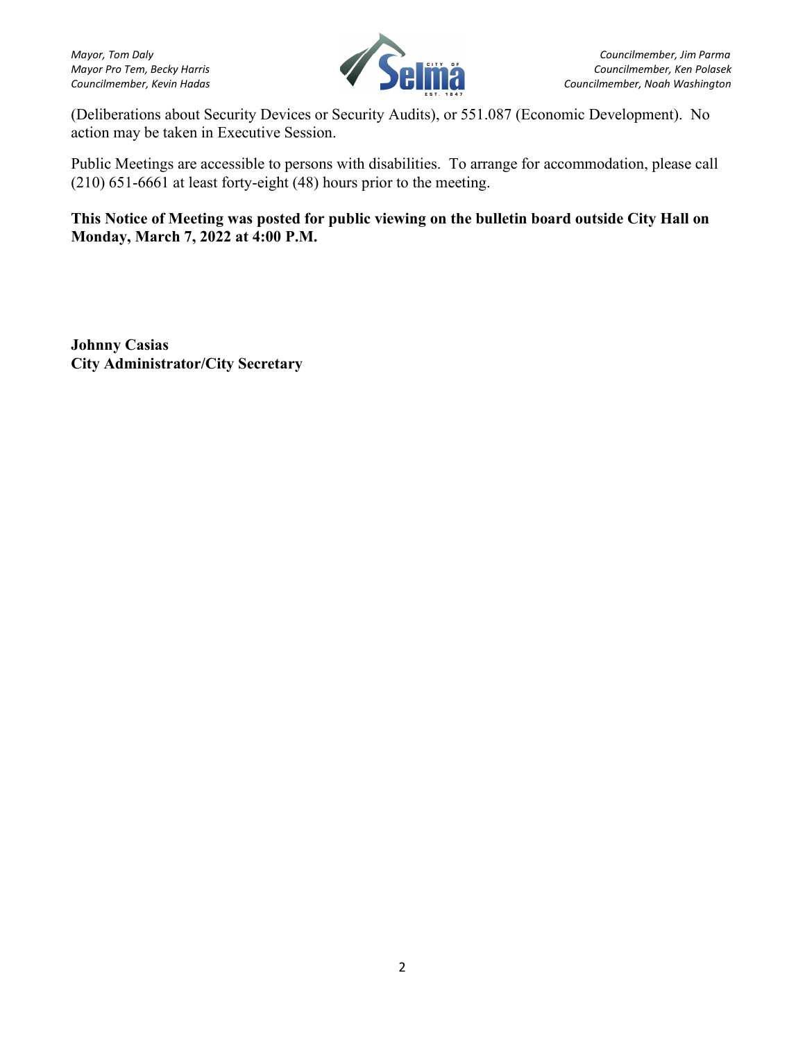(Deliberations about Security Devices or Security Audits), or 551.087 (Economic Development). No action may be taken in Executive Session.

Public Meetings are accessible to persons with disabilities. To arrange for accommodation, please call (210) 651-6661 at least forty-eight (48) hours prior to the meeting.

**This Notice of Meeting was posted for public viewing on the bulletin board outside City Hall on Monday, March 7, 2022 at 4:00 P.M.**

**Johnny Casias**
**City Administrator/City Secretary**